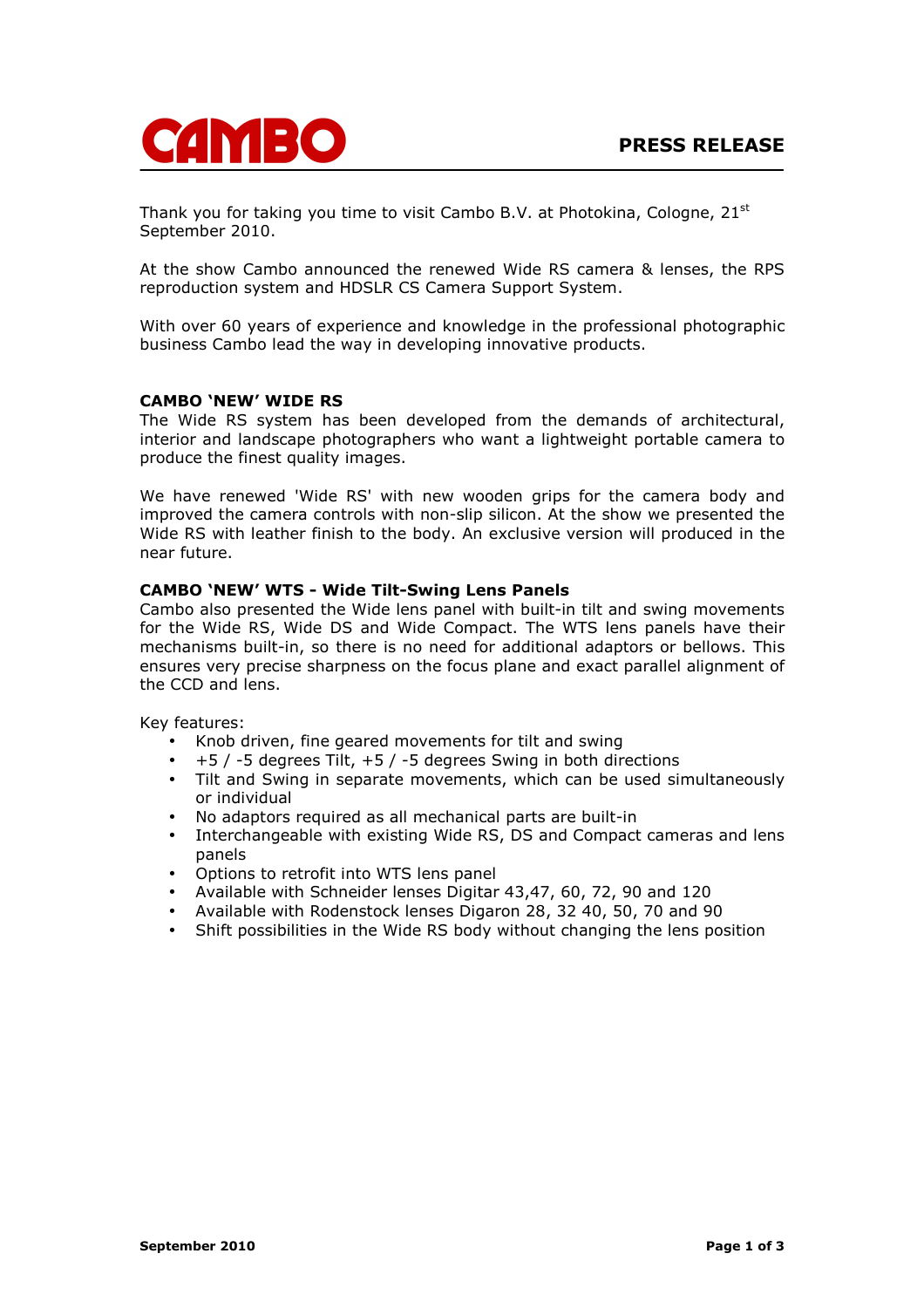# CAMBO

**PRESS RELEASE**

Thank you for taking you time to visit Cambo B.V. at Photokina, Cologne, 21st September 2010.

At the show Cambo announced the renewed Wide RS camera & lenses, the RPS reproduction system and HDSLR CS Camera Support System.

With over 60 years of experience and knowledge in the professional photographic business Cambo lead the way in developing innovative products.

## CAMBO 'NEW' WIDE RS

The Wide RS system has been developed from the demands of architectural, interior and landscape photographers who want a lightweight portable camera to produce the finest quality images.

We have renewed 'Wide RS' with new wooden grips for the camera body and improved the camera controls with non-slip silicon. At the show we presented the Wide RS with leather finish to the body. An exclusive version will produced in the near future.

## CAMBO 'NEW' WTS - Wide Tilt-Swing Lens Panels

Cambo also presented the Wide lens panel with built-in tilt and swing movements for the Wide RS, Wide DS and Wide Compact. The WTS lens panels have their mechanisms built-in, so there is no need for additional adaptors or bellows. This ensures very precise sharpness on the focus plane and exact parallel alignment of the CCD and lens.

Key features:

- Knob driven, fine geared movements for tilt and swing
- +5 / -5 degrees Tilt, +5 / -5 degrees Swing in both directions
- Tilt and Swing in separate movements, which can be used simultaneously or individual
- No adaptors required as all mechanical parts are built-in
- Interchangeable with existing Wide RS, DS and Compact cameras and lens panels
- Options to retrofit into WTS lens panel
- Available with Schneider lenses Digitar 43,47, 60, 72, 90 and 120
- Available with Rodenstock lenses Digaron 28, 32 40, 50, 70 and 90
- Shift possibilities in the Wide RS body without changing the lens position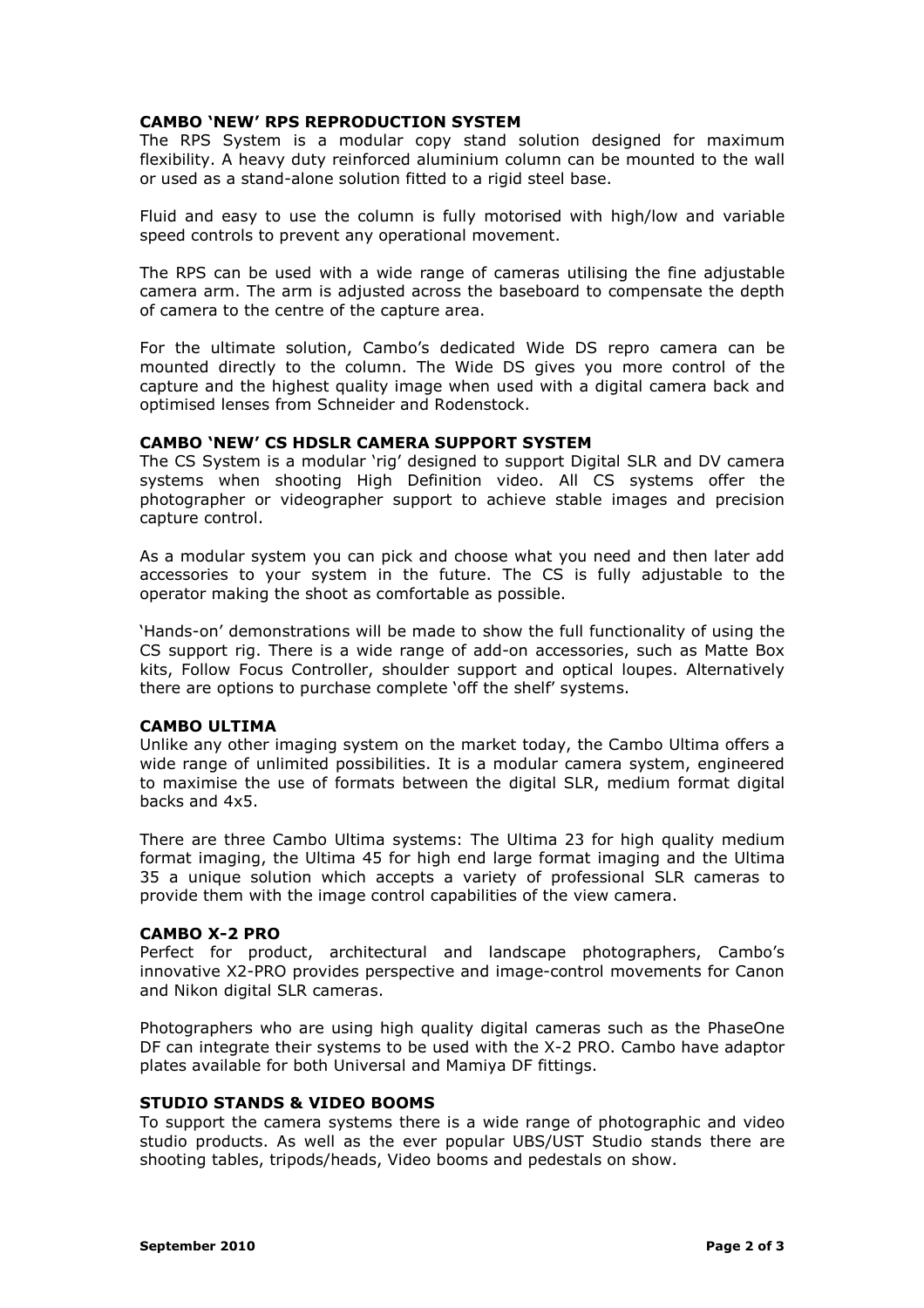### CAMBO 'NEW' RPS REPRODUCTION SYSTEM

The RPS System is a modular copy stand solution designed for maximum flexibility. A heavy duty reinforced aluminium column can be mounted to the wall or used as a stand-alone solution fitted to a rigid steel base.

Fluid and easy to use the column is fully motorised with high/low and variable speed controls to prevent any operational movement.

The RPS can be used with a wide range of cameras utilising the fine adjustable camera arm. The arm is adjusted across the baseboard to compensate the depth of camera to the centre of the capture area.

For the ultimate solution, Cambo's dedicated Wide DS repro camera can be mounted directly to the column. The Wide DS gives you more control of the capture and the highest quality image when used with a digital camera back and optimised lenses from Schneider and Rodenstock.

### CAMBO 'NEW' CS HDSLR CAMERA SUPPORT SYSTEM

The CS System is a modular 'rig' designed to support Digital SLR and DV camera systems when shooting High Definition video. All CS systems offer the photographer or videographer support to achieve stable images and precision capture control.

As a modular system you can pick and choose what you need and then later add accessories to your system in the future. The CS is fully adjustable to the operator making the shoot as comfortable as possible.

'Hands-on' demonstrations will be made to show the full functionality of using the CS support rig. There is a wide range of add-on accessories, such as Matte Box kits, Follow Focus Controller, shoulder support and optical loupes. Alternatively there are options to purchase complete 'off the shelf' systems.

### CAMBO ULTIMA

Unlike any other imaging system on the market today, the Cambo Ultima offers a wide range of unlimited possibilities. It is a modular camera system, engineered to maximise the use of formats between the digital SLR, medium format digital backs and 4x5.

There are three Cambo Ultima systems: The Ultima 23 for high quality medium format imaging, the Ultima 45 for high end large format imaging and the Ultima 35 a unique solution which accepts a variety of professional SLR cameras to provide them with the image control capabilities of the view camera.

### CAMBO X-2 PRO

Perfect for product, architectural and landscape photographers, Cambo's innovative X2-PRO provides perspective and image-control movements for Canon and Nikon digital SLR cameras.

Photographers who are using high quality digital cameras such as the PhaseOne DF can integrate their systems to be used with the X-2 PRO. Cambo have adaptor plates available for both Universal and Mamiya DF fittings.

### STUDIO STANDS & VIDEO BOOMS

To support the camera systems there is a wide range of photographic and video studio products. As well as the ever popular UBS/UST Studio stands there are shooting tables, tripods/heads, Video booms and pedestals on show.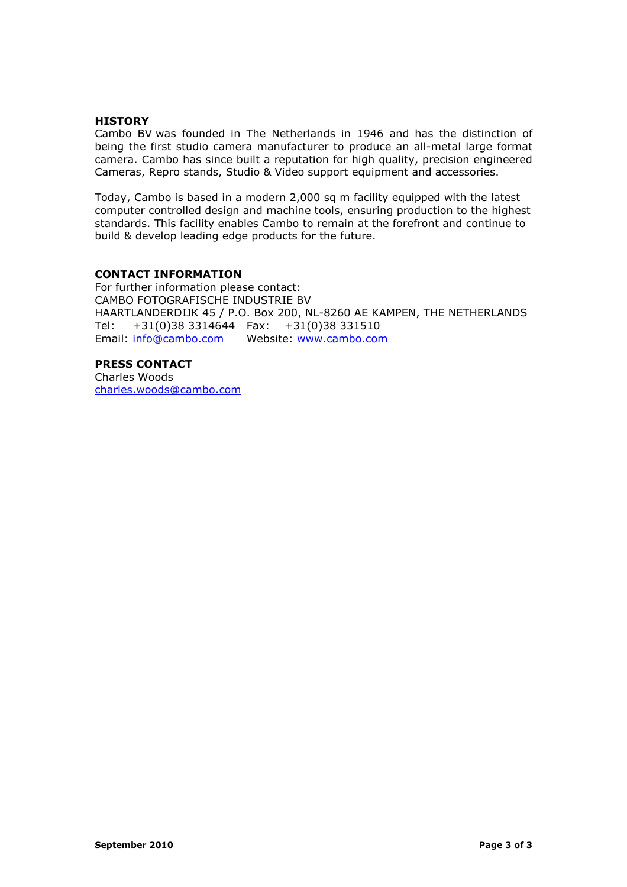## HISTORY

Cambo BV was founded in The Netherlands in 1946 and has the distinction of being the first studio camera manufacturer to produce an all-metal large format camera. Cambo has since built a reputation for high quality, precision engineered Cameras, Repro stands, Studio & Video support equipment and accessories.

Today, Cambo is based in a modern 2,000 sq m facility equipped with the latest computer controlled design and machine tools, ensuring production to the highest standards. This facility enables Cambo to remain at the forefront and continue to build & develop leading edge products for the future.

## CONTACT INFORMATION

For further information please contact:
CAMBO FOTOGRAFISCHE INDUSTRIE BV
HAARTLANDERDIJK 45 / P.O. Box 200, NL-8260 AE KAMPEN, THE NETHERLANDS
Tel: +31(0)38 3314644 Fax: +31(0)38 331510
Email: info@cambo.com Website: www.cambo.com

## PRESS CONTACT

Charles Woods
charles.woods@cambo.com

**September 2010**